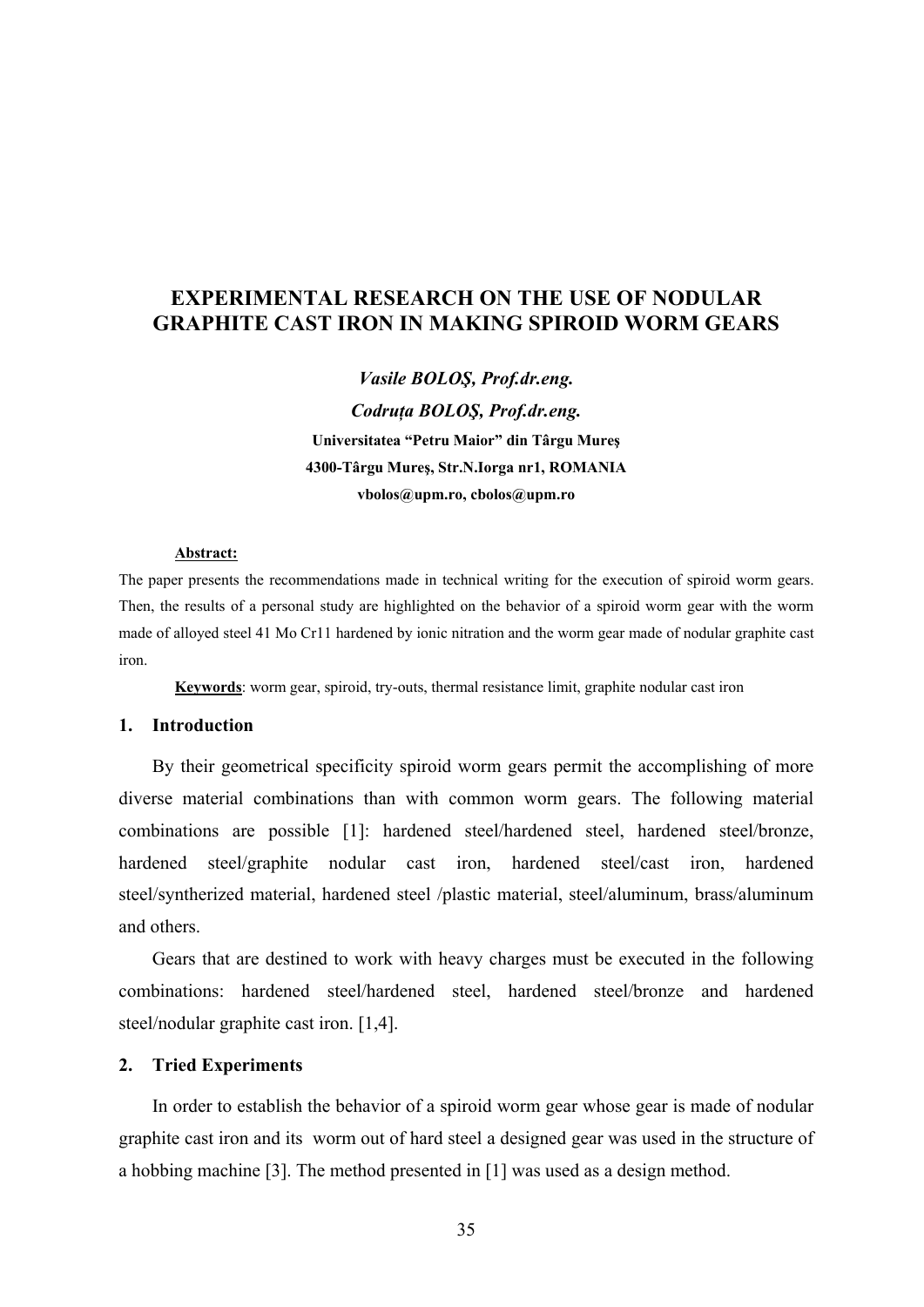# EXPERIMENTAL RESEARCH ON THE USE OF NODULAR GRAPHITE CAST IRON IN MAKING SPIROID WORM GEARS

***Vasile BOLOŞ, Prof.dr.eng.***

***Codruţa BOLOŞ, Prof.dr.eng.***

**Universitatea "Petru Maior" din Târgu Mureş**

**4300-Târgu Mureş, Str.N.Iorga nr1, ROMANIA**

**vbolos@upm.ro, cbolos@upm.ro**

**Abstract:**

The paper presents the recommendations made in technical writing for the execution of spiroid worm gears. Then, the results of a personal study are highlighted on the behavior of a spiroid worm gear with the worm made of alloyed steel 41 Mo Cr11 hardened by ionic nitration and the worm gear made of nodular graphite cast iron.

**Keywords**: worm gear, spiroid, try-outs, thermal resistance limit, graphite nodular cast iron

## 1. Introduction

By their geometrical specificity spiroid worm gears permit the accomplishing of more diverse material combinations than with common worm gears. The following material combinations are possible [1]: hardened steel/hardened steel, hardened steel/bronze, hardened steel/graphite nodular cast iron, hardened steel/cast iron, hardened steel/syntherized material, hardened steel /plastic material, steel/aluminum, brass/aluminum and others.

Gears that are destined to work with heavy charges must be executed in the following combinations: hardened steel/hardened steel, hardened steel/bronze and hardened steel/nodular graphite cast iron. [1,4].

## 2. Tried Experiments

In order to establish the behavior of a spiroid worm gear whose gear is made of nodular graphite cast iron and its worm out of hard steel a designed gear was used in the structure of a hobbing machine [3]. The method presented in [1] was used as a design method.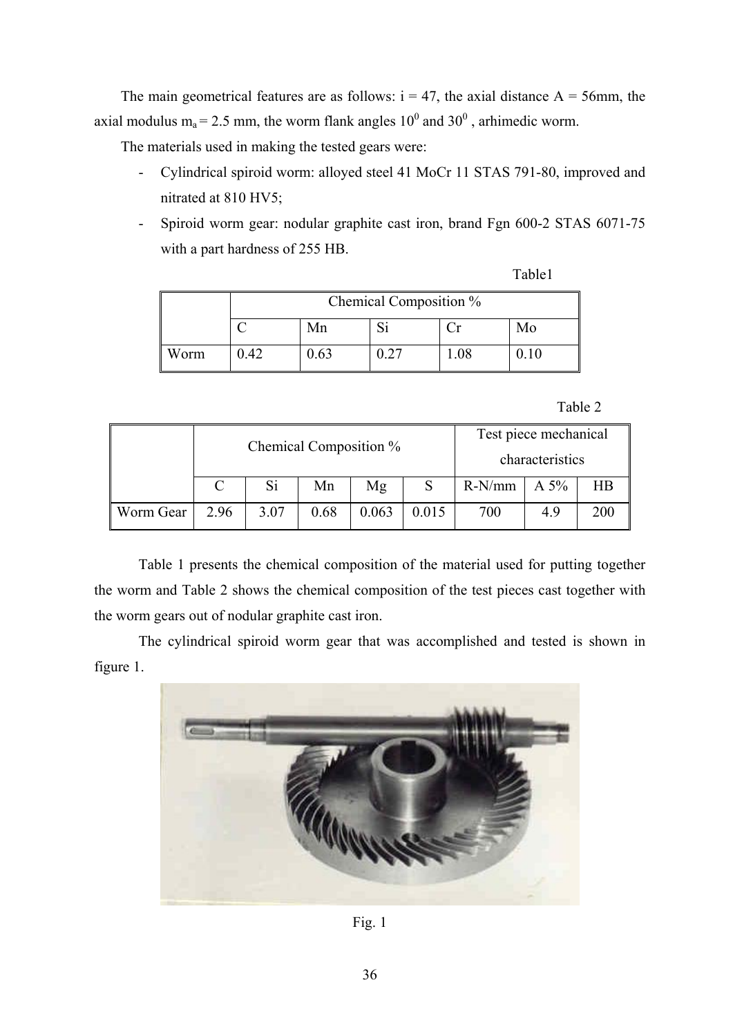The main geometrical features are as follows: i = 47, the axial distance A = 56mm, the axial modulus $m_a$ = 2.5 mm, the worm flank angles $10^0$ and $30^0$ , arhimedic worm.

The materials used in making the tested gears were:

- Cylindrical spiroid worm: alloyed steel 41 MoCr 11 STAS 791-80, improved and nitrated at 810 HV5;
- Spiroid worm gear: nodular graphite cast iron, brand Fgn 600-2 STAS 6071-75 with a part hardness of 255 HB.

Table1

| | Chemical Composition % | | | | |
|---|---|---|---|---|---|
| | C | Mn | Si | Cr | Mo |
| Worm | 0.42 | 0.63 | 0.27 | 1.08 | 0.10 |

Table 2

| | Chemical Composition % | | | | | Test piece mechanical characteristics | | |
|---|---|---|---|---|---|---|---|---|
| | C | Si | Mn | Mg | S | R-N/mm | A 5% | HB |
| Worm Gear | 2.96 | 3.07 | 0.68 | 0.063 | 0.015 | 700 | 4.9 | 200 |

Table 1 presents the chemical composition of the material used for putting together the worm and Table 2 shows the chemical composition of the test pieces cast together with the worm gears out of nodular graphite cast iron.

The cylindrical spiroid worm gear that was accomplished and tested is shown in figure 1.

Fig. 1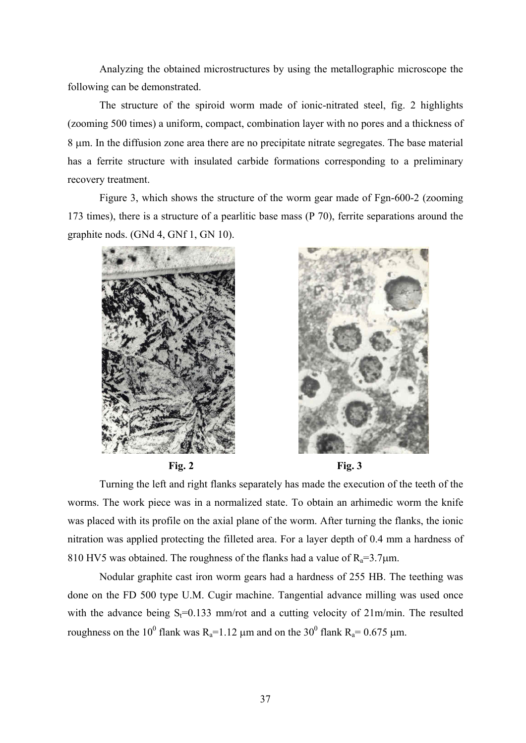Analyzing the obtained microstructures by using the metallographic microscope the following can be demonstrated.

The structure of the spiroid worm made of ionic-nitrated steel, fig. 2 highlights (zooming 500 times) a uniform, compact, combination layer with no pores and a thickness of 8 μm. In the diffusion zone area there are no precipitate nitrate segregates. The base material has a ferrite structure with insulated carbide formations corresponding to a preliminary recovery treatment.

Figure 3, which shows the structure of the worm gear made of Fgn-600-2 (zooming 173 times), there is a structure of a pearlitic base mass (P 70), ferrite separations around the graphite nods. (GNd 4, GNf 1, GN 10).

**Fig. 2**

**Fig. 3**

Turning the left and right flanks separately has made the execution of the teeth of the worms. The work piece was in a normalized state. To obtain an arhimedic worm the knife was placed with its profile on the axial plane of the worm. After turning the flanks, the ionic nitration was applied protecting the filleted area. For a layer depth of 0.4 mm a hardness of 810 HV5 was obtained. The roughness of the flanks had a value of $R_a$=3.7μm.

Nodular graphite cast iron worm gears had a hardness of 255 HB. The teething was done on the FD 500 type U.M. Cugir machine. Tangential advance milling was used once with the advance being $S_t$=0.133 mm/rot and a cutting velocity of 21m/min. The resulted roughness on the $10^0$ flank was $R_a$=1.12 μm and on the $30^0$ flank $R_a$= 0.675 μm.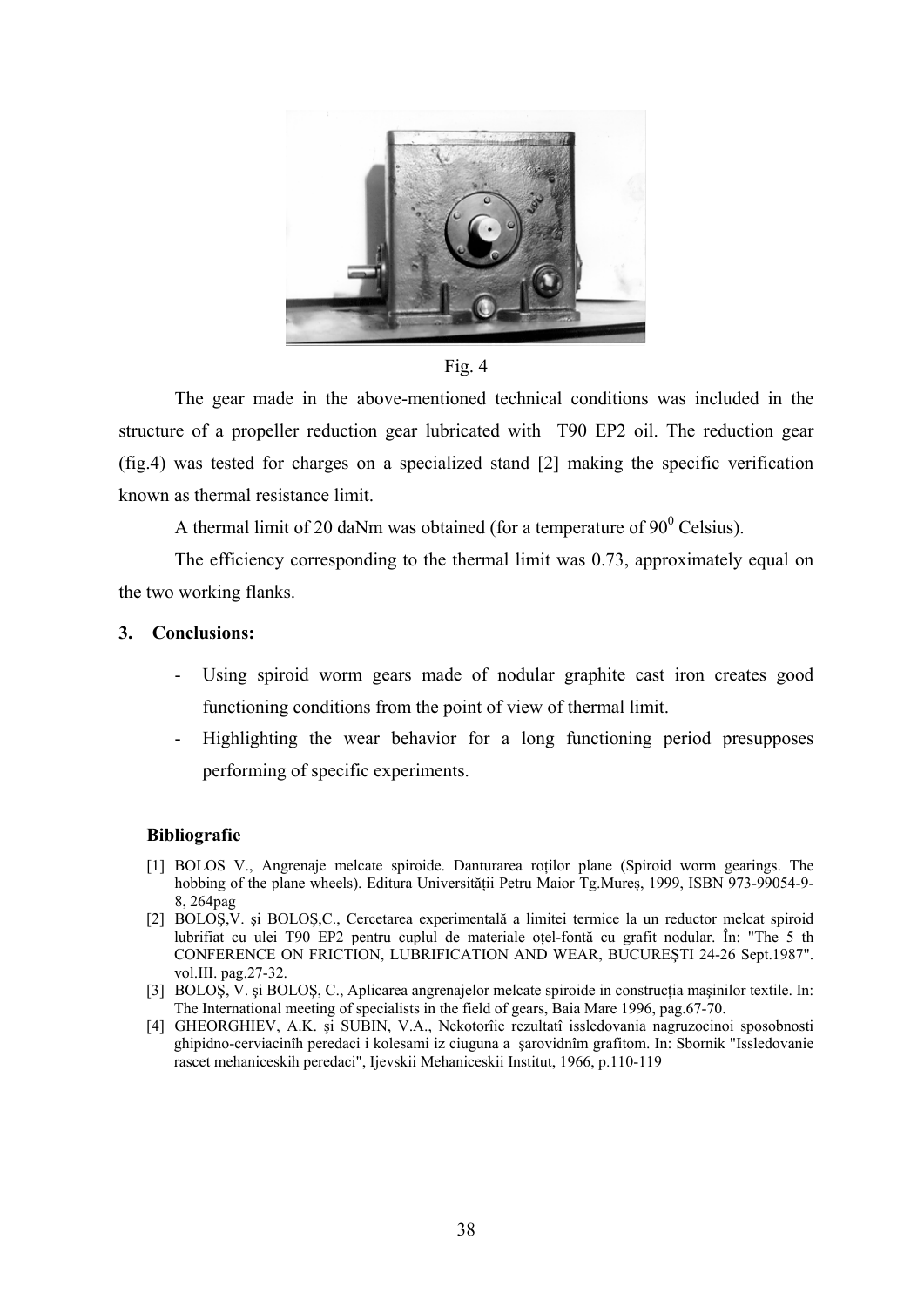Fig. 4

The gear made in the above-mentioned technical conditions was included in the structure of a propeller reduction gear lubricated with T90 EP2 oil. The reduction gear (fig.4) was tested for charges on a specialized stand [2] making the specific verification known as thermal resistance limit.

A thermal limit of 20 daNm was obtained (for a temperature of $90^0$ Celsius).

The efficiency corresponding to the thermal limit was 0.73, approximately equal on the two working flanks.

## 3. Conclusions:

- Using spiroid worm gears made of nodular graphite cast iron creates good functioning conditions from the point of view of thermal limit.
- Highlighting the wear behavior for a long functioning period presupposes performing of specific experiments.

### Bibliografie

[1] BOLOS V., Angrenaje melcate spiroide. Danturarea roților plane (Spiroid worm gearings. The hobbing of the plane wheels). Editura Universității Petru Maior Tg.Mureș, 1999, ISBN 973-99054-9-8, 264pag

[2] BOLOȘ,V. și BOLOȘ,C., Cercetarea experimentală a limitei termice la un reductor melcat spiroid lubrifiat cu ulei T90 EP2 pentru cuplul de materiale oțel-fontă cu grafit nodular. În: "The 5 th CONFERENCE ON FRICTION, LUBRIFICATION AND WEAR, BUCUREȘTI 24-26 Sept.1987". vol.III. pag.27-32.

[3] BOLOȘ, V. și BOLOȘ, C., Aplicarea angrenajelor melcate spiroide in construcția mașinilor textile. In: The International meeting of specialists in the field of gears, Baia Mare 1996, pag.67-70.

[4] GHEORGHIEV, A.K. și SUBIN, V.A., Nekotorîie rezultatî issledovania nagruzocinoi sposobnosti ghipidno-cerviacinîh peredaci i kolesami iz ciuguna a șarovidnîm grafitom. In: Sbornik "Issledovanie rascet mehaniceskih peredaci", Ijevskii Mehaniceskii Institut, 1966, p.110-119